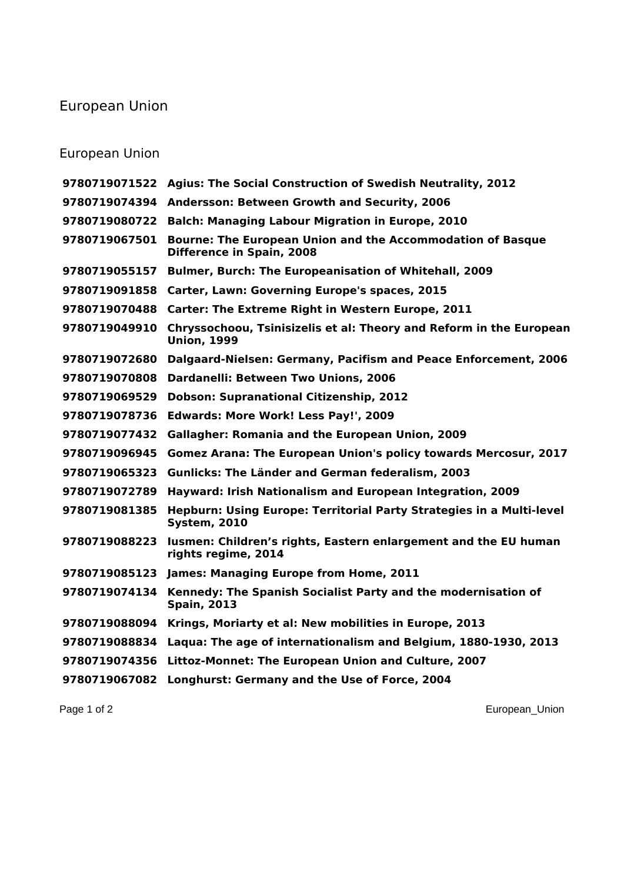# European Union

## European Union

| | |
|---|---|
| **9780719071522** | **Agius: The Social Construction of Swedish Neutrality, 2012** |
| **9780719074394** | **Andersson: Between Growth and Security, 2006** |
| **9780719080722** | **Balch: Managing Labour Migration in Europe, 2010** |
| **9780719067501** | **Bourne: The European Union and the Accommodation of Basque Difference in Spain, 2008** |
| **9780719055157** | **Bulmer, Burch: The Europeanisation of Whitehall, 2009** |
| **9780719091858** | **Carter, Lawn: Governing Europe's spaces, 2015** |
| **9780719070488** | **Carter: The Extreme Right in Western Europe, 2011** |
| **9780719049910** | **Chryssochoou, Tsinisizelis et al: Theory and Reform in the European Union, 1999** |
| **9780719072680** | **Dalgaard-Nielsen: Germany, Pacifism and Peace Enforcement, 2006** |
| **9780719070808** | **Dardanelli: Between Two Unions, 2006** |
| **9780719069529** | **Dobson: Supranational Citizenship, 2012** |
| **9780719078736** | **Edwards: More Work! Less Pay!', 2009** |
| **9780719077432** | **Gallagher: Romania and the European Union, 2009** |
| **9780719096945** | **Gomez Arana: The European Union's policy towards Mercosur, 2017** |
| **9780719065323** | **Gunlicks: The Länder and German federalism, 2003** |
| **9780719072789** | **Hayward: Irish Nationalism and European Integration, 2009** |
| **9780719081385** | **Hepburn: Using Europe: Territorial Party Strategies in a Multi-level System, 2010** |
| **9780719088223** | **Iusmen: Children’s rights, Eastern enlargement and the EU human rights regime, 2014** |
| **9780719085123** | **James: Managing Europe from Home, 2011** |
| **9780719074134** | **Kennedy: The Spanish Socialist Party and the modernisation of Spain, 2013** |
| **9780719088094** | **Krings, Moriarty et al: New mobilities in Europe, 2013** |
| **9780719088834** | **Laqua: The age of internationalism and Belgium, 1880-1930, 2013** |
| **9780719074356** | **Littoz-Monnet: The European Union and Culture, 2007** |
| **9780719067082** | **Longhurst: Germany and the Use of Force, 2004** |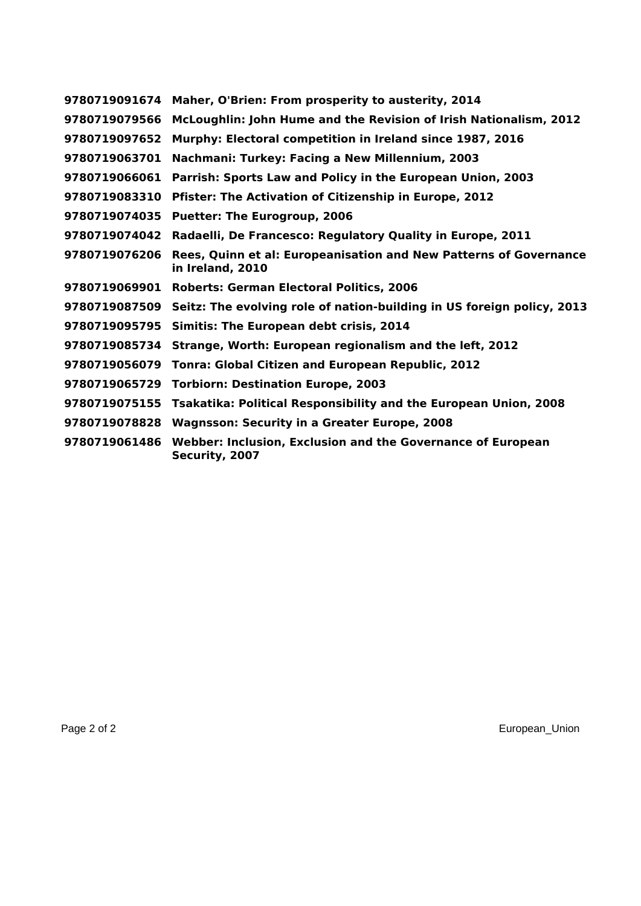| | |
|---|---|
| **9780719091674** | **Maher, O'Brien: From prosperity to austerity, 2014** |
| **9780719079566** | **McLoughlin: John Hume and the Revision of Irish Nationalism, 2012** |
| **9780719097652** | **Murphy: Electoral competition in Ireland since 1987, 2016** |
| **9780719063701** | **Nachmani: Turkey: Facing a New Millennium, 2003** |
| **9780719066061** | **Parrish: Sports Law and Policy in the European Union, 2003** |
| **9780719083310** | **Pfister: The Activation of Citizenship in Europe, 2012** |
| **9780719074035** | **Puetter: The Eurogroup, 2006** |
| **9780719074042** | **Radaelli, De Francesco: Regulatory Quality in Europe, 2011** |
| **9780719076206** | **Rees, Quinn et al: Europeanisation and New Patterns of Governance in Ireland, 2010** |
| **9780719069901** | **Roberts: German Electoral Politics, 2006** |
| **9780719087509** | **Seitz: The evolving role of nation-building in US foreign policy, 2013** |
| **9780719095795** | **Simitis: The European debt crisis, 2014** |
| **9780719085734** | **Strange, Worth: European regionalism and the left, 2012** |
| **9780719056079** | **Tonra: Global Citizen and European Republic, 2012** |
| **9780719065729** | **Torbiorn: Destination Europe, 2003** |
| **9780719075155** | **Tsakatika: Political Responsibility and the European Union, 2008** |
| **9780719078828** | **Wagnsson: Security in a Greater Europe, 2008** |
| **9780719061486** | **Webber: Inclusion, Exclusion and the Governance of European Security, 2007** |